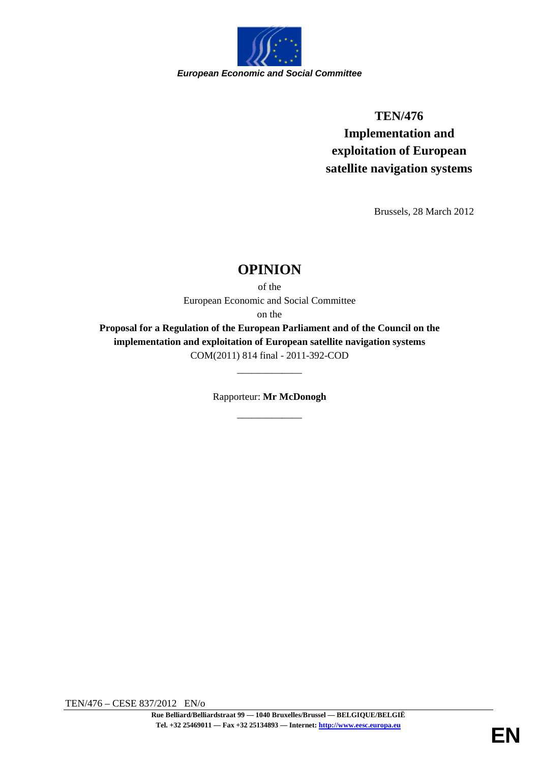*European Economic and Social Committee*

**TEN/476**
**Implementation and exploitation of European satellite navigation systems**

Brussels, 28 March 2012

# OPINION

of the
European Economic and Social Committee
on the
**Proposal for a Regulation of the European Parliament and of the Council on the implementation and exploitation of European satellite navigation systems**
COM(2011) 814 final - 2011-392-COD

_____________

Rapporteur: **Mr McDonogh**

_____________

TEN/476 – CESE 837/2012 EN/o

**Rue Belliard/Belliardstraat 99 — 1040 Bruxelles/Brussel — BELGIQUE/BELGIË**
**Tel. +32 25469011 — Fax +32 25134893 — Internet: http://www.eesc.europa.eu**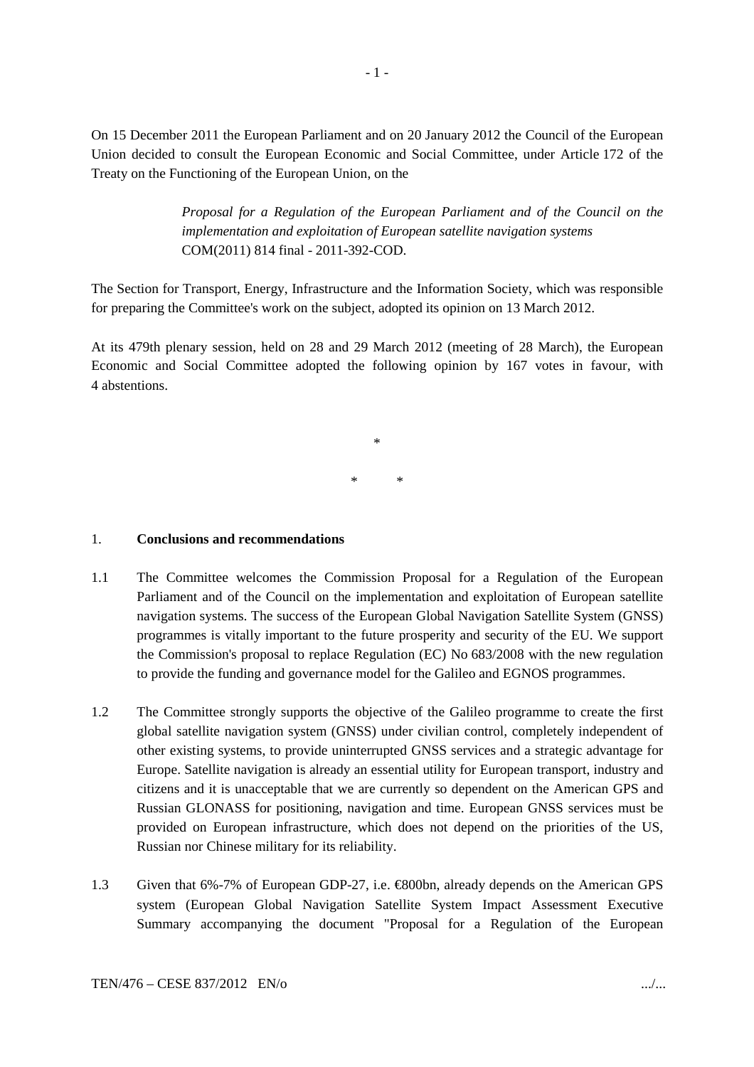On 15 December 2011 the European Parliament and on 20 January 2012 the Council of the European Union decided to consult the European Economic and Social Committee, under Article 172 of the Treaty on the Functioning of the European Union, on the

> *Proposal for a Regulation of the European Parliament and of the Council on the implementation and exploitation of European satellite navigation systems*
> COM(2011) 814 final - 2011-392-COD.

The Section for Transport, Energy, Infrastructure and the Information Society, which was responsible for preparing the Committee's work on the subject, adopted its opinion on 13 March 2012.

At its 479th plenary session, held on 28 and 29 March 2012 (meeting of 28 March), the European Economic and Social Committee adopted the following opinion by 167 votes in favour, with 4 abstentions.

\*

\* \*

## 1. Conclusions and recommendations

1.1 The Committee welcomes the Commission Proposal for a Regulation of the European Parliament and of the Council on the implementation and exploitation of European satellite navigation systems. The success of the European Global Navigation Satellite System (GNSS) programmes is vitally important to the future prosperity and security of the EU. We support the Commission's proposal to replace Regulation (EC) No 683/2008 with the new regulation to provide the funding and governance model for the Galileo and EGNOS programmes.

1.2 The Committee strongly supports the objective of the Galileo programme to create the first global satellite navigation system (GNSS) under civilian control, completely independent of other existing systems, to provide uninterrupted GNSS services and a strategic advantage for Europe. Satellite navigation is already an essential utility for European transport, industry and citizens and it is unacceptable that we are currently so dependent on the American GPS and Russian GLONASS for positioning, navigation and time. European GNSS services must be provided on European infrastructure, which does not depend on the priorities of the US, Russian nor Chinese military for its reliability.

1.3 Given that 6%-7% of European GDP-27, i.e. €800bn, already depends on the American GPS system (European Global Navigation Satellite System Impact Assessment Executive Summary accompanying the document "Proposal for a Regulation of the European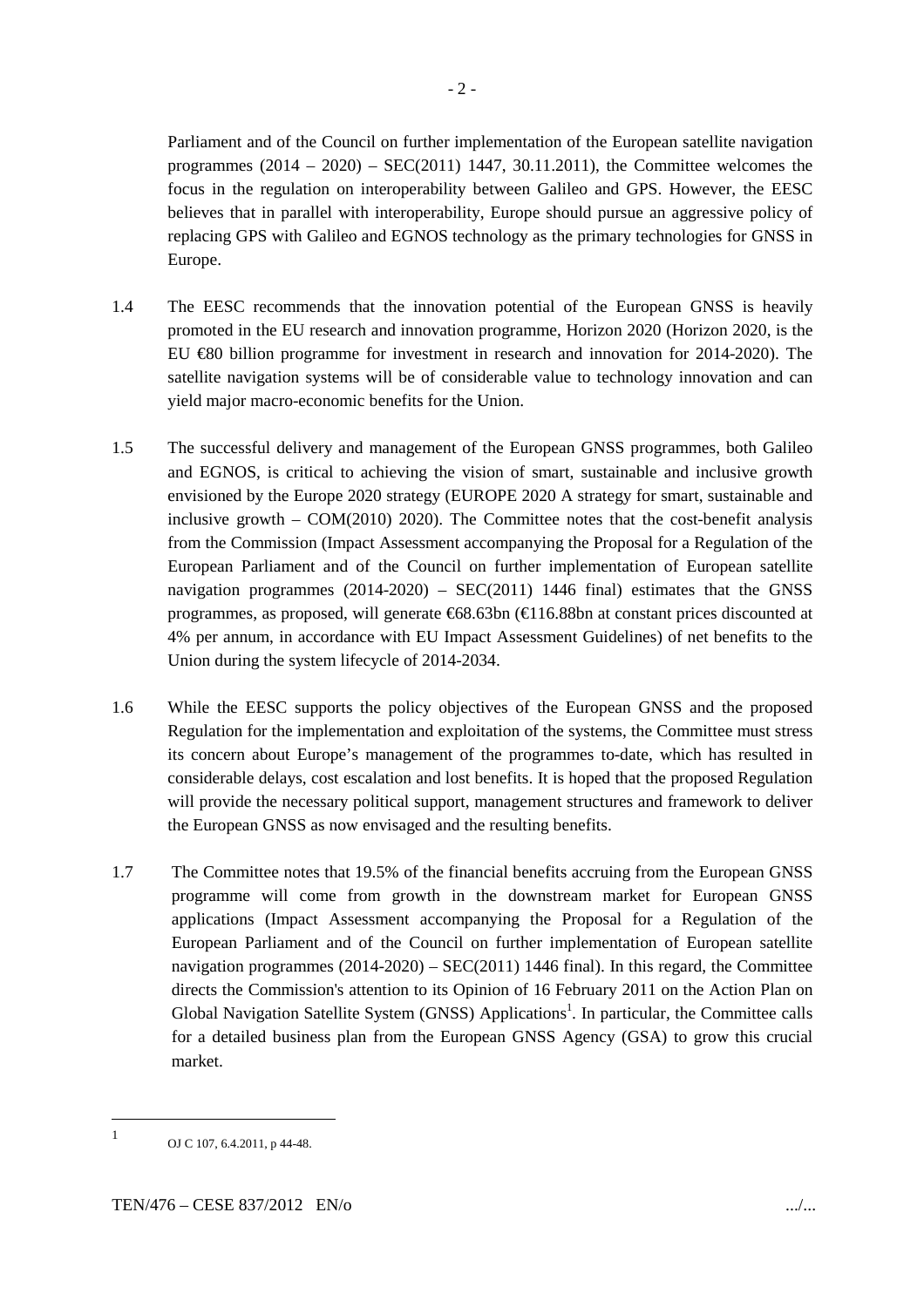Parliament and of the Council on further implementation of the European satellite navigation programmes (2014 – 2020) – SEC(2011) 1447, 30.11.2011), the Committee welcomes the focus in the regulation on interoperability between Galileo and GPS. However, the EESC believes that in parallel with interoperability, Europe should pursue an aggressive policy of replacing GPS with Galileo and EGNOS technology as the primary technologies for GNSS in Europe.

1.4 The EESC recommends that the innovation potential of the European GNSS is heavily promoted in the EU research and innovation programme, Horizon 2020 (Horizon 2020, is the EU €80 billion programme for investment in research and innovation for 2014-2020). The satellite navigation systems will be of considerable value to technology innovation and can yield major macro-economic benefits for the Union.

1.5 The successful delivery and management of the European GNSS programmes, both Galileo and EGNOS, is critical to achieving the vision of smart, sustainable and inclusive growth envisioned by the Europe 2020 strategy (EUROPE 2020 A strategy for smart, sustainable and inclusive growth – COM(2010) 2020). The Committee notes that the cost-benefit analysis from the Commission (Impact Assessment accompanying the Proposal for a Regulation of the European Parliament and of the Council on further implementation of European satellite navigation programmes (2014-2020) – SEC(2011) 1446 final) estimates that the GNSS programmes, as proposed, will generate €68.63bn (€116.88bn at constant prices discounted at 4% per annum, in accordance with EU Impact Assessment Guidelines) of net benefits to the Union during the system lifecycle of 2014-2034.

1.6 While the EESC supports the policy objectives of the European GNSS and the proposed Regulation for the implementation and exploitation of the systems, the Committee must stress its concern about Europe's management of the programmes to-date, which has resulted in considerable delays, cost escalation and lost benefits. It is hoped that the proposed Regulation will provide the necessary political support, management structures and framework to deliver the European GNSS as now envisaged and the resulting benefits.

1.7 The Committee notes that 19.5% of the financial benefits accruing from the European GNSS programme will come from growth in the downstream market for European GNSS applications (Impact Assessment accompanying the Proposal for a Regulation of the European Parliament and of the Council on further implementation of European satellite navigation programmes (2014-2020) – SEC(2011) 1446 final). In this regard, the Committee directs the Commission's attention to its Opinion of 16 February 2011 on the Action Plan on Global Navigation Satellite System (GNSS) Applications[1]. In particular, the Committee calls for a detailed business plan from the European GNSS Agency (GSA) to grow this crucial market.

[1] OJ C 107, 6.4.2011, p 44-48.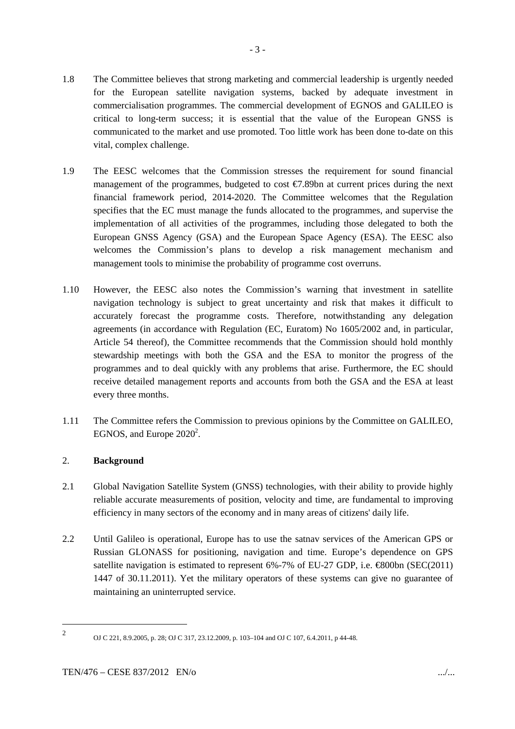1.8 The Committee believes that strong marketing and commercial leadership is urgently needed for the European satellite navigation systems, backed by adequate investment in commercialisation programmes. The commercial development of EGNOS and GALILEO is critical to long-term success; it is essential that the value of the European GNSS is communicated to the market and use promoted. Too little work has been done to-date on this vital, complex challenge.

1.9 The EESC welcomes that the Commission stresses the requirement for sound financial management of the programmes, budgeted to cost €7.89bn at current prices during the next financial framework period, 2014-2020. The Committee welcomes that the Regulation specifies that the EC must manage the funds allocated to the programmes, and supervise the implementation of all activities of the programmes, including those delegated to both the European GNSS Agency (GSA) and the European Space Agency (ESA). The EESC also welcomes the Commission's plans to develop a risk management mechanism and management tools to minimise the probability of programme cost overruns.

1.10 However, the EESC also notes the Commission's warning that investment in satellite navigation technology is subject to great uncertainty and risk that makes it difficult to accurately forecast the programme costs. Therefore, notwithstanding any delegation agreements (in accordance with Regulation (EC, Euratom) No 1605/2002 and, in particular, Article 54 thereof), the Committee recommends that the Commission should hold monthly stewardship meetings with both the GSA and the ESA to monitor the progress of the programmes and to deal quickly with any problems that arise. Furthermore, the EC should receive detailed management reports and accounts from both the GSA and the ESA at least every three months.

1.11 The Committee refers the Commission to previous opinions by the Committee on GALILEO, EGNOS, and Europe 2020[2].

## 2. **Background**

2.1 Global Navigation Satellite System (GNSS) technologies, with their ability to provide highly reliable accurate measurements of position, velocity and time, are fundamental to improving efficiency in many sectors of the economy and in many areas of citizens' daily life.

2.2 Until Galileo is operational, Europe has to use the satnav services of the American GPS or Russian GLONASS for positioning, navigation and time. Europe's dependence on GPS satellite navigation is estimated to represent 6%-7% of EU-27 GDP, i.e. €800bn (SEC(2011) 1447 of 30.11.2011). Yet the military operators of these systems can give no guarantee of maintaining an uninterrupted service.

---

[2] OJ C 221, 8.9.2005, p. 28; OJ C 317, 23.12.2009, p. 103–104 and OJ C 107, 6.4.2011, p 44-48.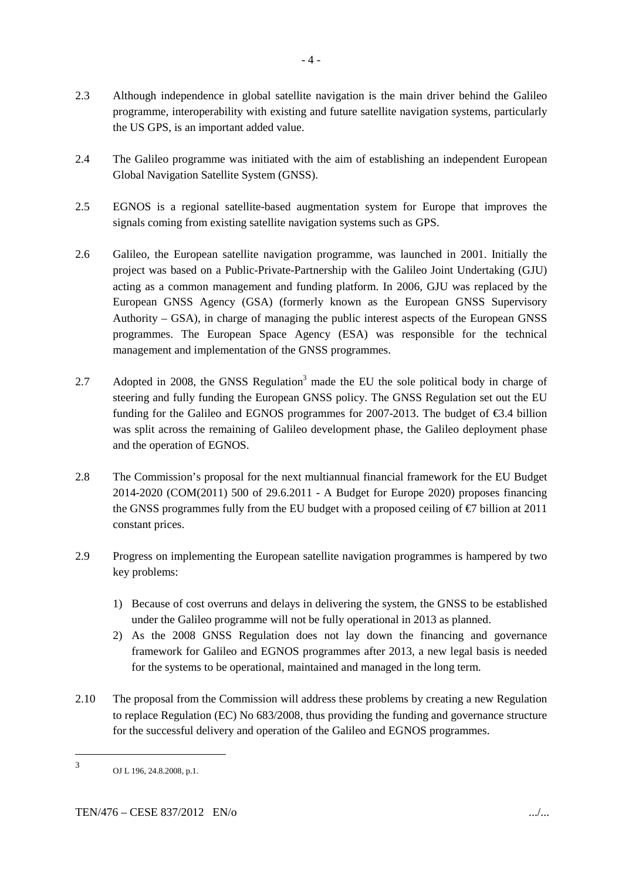2.3 Although independence in global satellite navigation is the main driver behind the Galileo programme, interoperability with existing and future satellite navigation systems, particularly the US GPS, is an important added value.

2.4 The Galileo programme was initiated with the aim of establishing an independent European Global Navigation Satellite System (GNSS).

2.5 EGNOS is a regional satellite-based augmentation system for Europe that improves the signals coming from existing satellite navigation systems such as GPS.

2.6 Galileo, the European satellite navigation programme, was launched in 2001. Initially the project was based on a Public-Private-Partnership with the Galileo Joint Undertaking (GJU) acting as a common management and funding platform. In 2006, GJU was replaced by the European GNSS Agency (GSA) (formerly known as the European GNSS Supervisory Authority – GSA), in charge of managing the public interest aspects of the European GNSS programmes. The European Space Agency (ESA) was responsible for the technical management and implementation of the GNSS programmes.

2.7 Adopted in 2008, the GNSS Regulation[3] made the EU the sole political body in charge of steering and fully funding the European GNSS policy. The GNSS Regulation set out the EU funding for the Galileo and EGNOS programmes for 2007-2013. The budget of €3.4 billion was split across the remaining of Galileo development phase, the Galileo deployment phase and the operation of EGNOS.

2.8 The Commission's proposal for the next multiannual financial framework for the EU Budget 2014-2020 (COM(2011) 500 of 29.6.2011 - A Budget for Europe 2020) proposes financing the GNSS programmes fully from the EU budget with a proposed ceiling of €7 billion at 2011 constant prices.

2.9 Progress on implementing the European satellite navigation programmes is hampered by two key problems:

1) Because of cost overruns and delays in delivering the system, the GNSS to be established under the Galileo programme will not be fully operational in 2013 as planned.
2) As the 2008 GNSS Regulation does not lay down the financing and governance framework for Galileo and EGNOS programmes after 2013, a new legal basis is needed for the systems to be operational, maintained and managed in the long term.

2.10 The proposal from the Commission will address these problems by creating a new Regulation to replace Regulation (EC) No 683/2008, thus providing the funding and governance structure for the successful delivery and operation of the Galileo and EGNOS programmes.

---

[3] OJ L 196, 24.8.2008, p.1.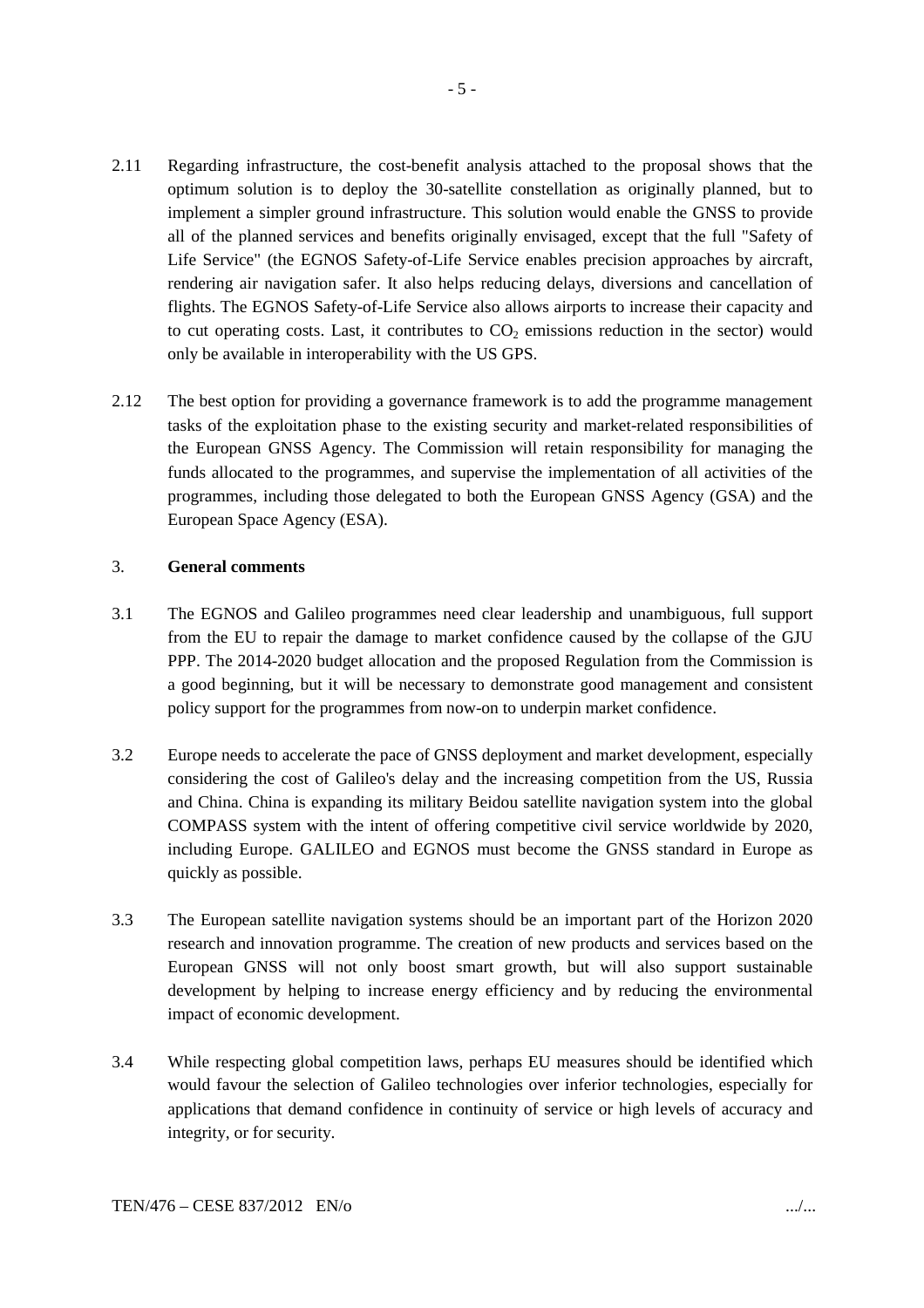2.11 Regarding infrastructure, the cost-benefit analysis attached to the proposal shows that the optimum solution is to deploy the 30-satellite constellation as originally planned, but to implement a simpler ground infrastructure. This solution would enable the GNSS to provide all of the planned services and benefits originally envisaged, except that the full "Safety of Life Service" (the EGNOS Safety-of-Life Service enables precision approaches by aircraft, rendering air navigation safer. It also helps reducing delays, diversions and cancellation of flights. The EGNOS Safety-of-Life Service also allows airports to increase their capacity and to cut operating costs. Last, it contributes to $CO_2$ emissions reduction in the sector) would only be available in interoperability with the US GPS.

2.12 The best option for providing a governance framework is to add the programme management tasks of the exploitation phase to the existing security and market-related responsibilities of the European GNSS Agency. The Commission will retain responsibility for managing the funds allocated to the programmes, and supervise the implementation of all activities of the programmes, including those delegated to both the European GNSS Agency (GSA) and the European Space Agency (ESA).

## 3. General comments

3.1 The EGNOS and Galileo programmes need clear leadership and unambiguous, full support from the EU to repair the damage to market confidence caused by the collapse of the GJU PPP. The 2014-2020 budget allocation and the proposed Regulation from the Commission is a good beginning, but it will be necessary to demonstrate good management and consistent policy support for the programmes from now-on to underpin market confidence.

3.2 Europe needs to accelerate the pace of GNSS deployment and market development, especially considering the cost of Galileo's delay and the increasing competition from the US, Russia and China. China is expanding its military Beidou satellite navigation system into the global COMPASS system with the intent of offering competitive civil service worldwide by 2020, including Europe. GALILEO and EGNOS must become the GNSS standard in Europe as quickly as possible.

3.3 The European satellite navigation systems should be an important part of the Horizon 2020 research and innovation programme. The creation of new products and services based on the European GNSS will not only boost smart growth, but will also support sustainable development by helping to increase energy efficiency and by reducing the environmental impact of economic development.

3.4 While respecting global competition laws, perhaps EU measures should be identified which would favour the selection of Galileo technologies over inferior technologies, especially for applications that demand confidence in continuity of service or high levels of accuracy and integrity, or for security.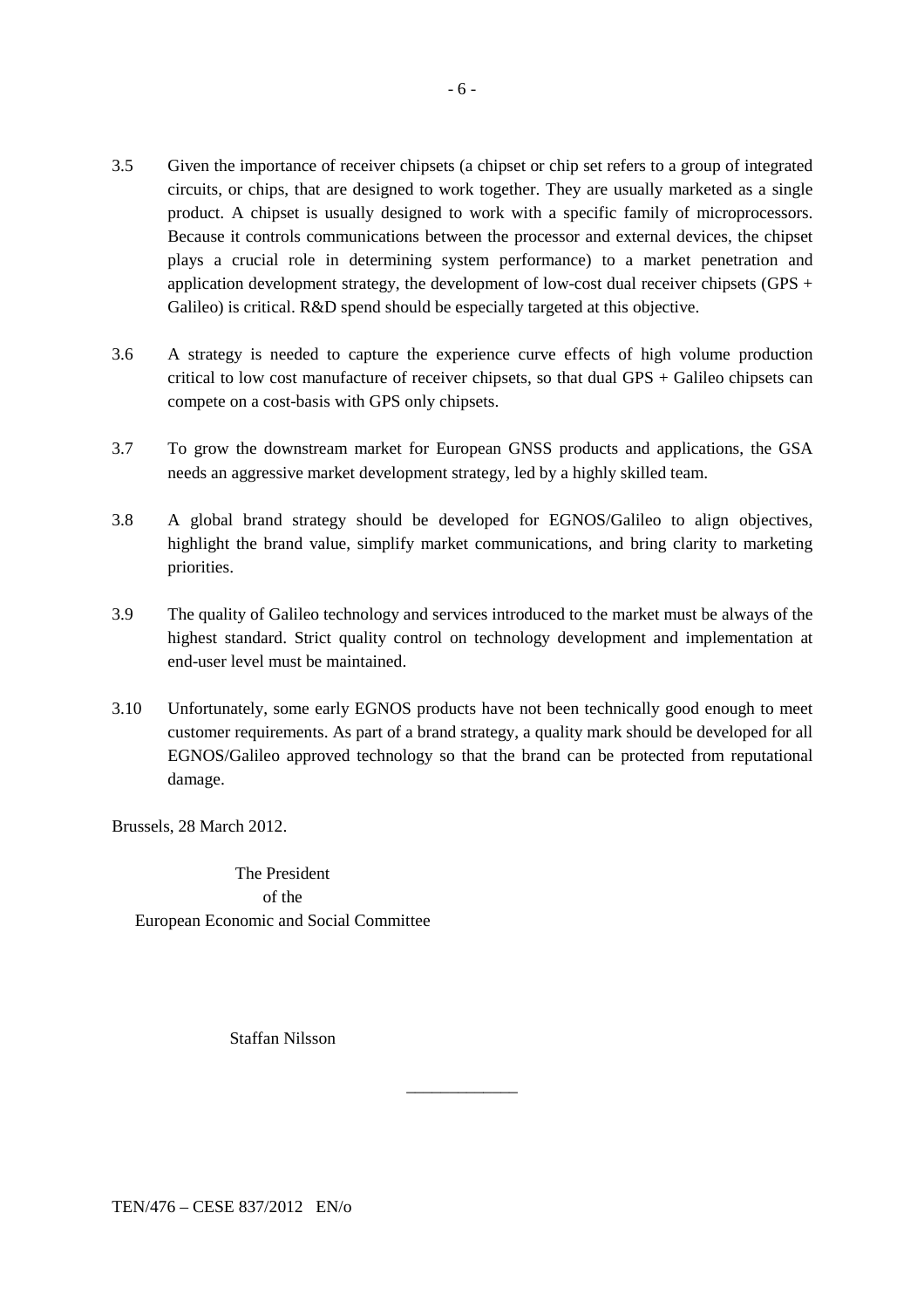3.5 Given the importance of receiver chipsets (a chipset or chip set refers to a group of integrated circuits, or chips, that are designed to work together. They are usually marketed as a single product. A chipset is usually designed to work with a specific family of microprocessors. Because it controls communications between the processor and external devices, the chipset plays a crucial role in determining system performance) to a market penetration and application development strategy, the development of low-cost dual receiver chipsets (GPS + Galileo) is critical. R&D spend should be especially targeted at this objective.

3.6 A strategy is needed to capture the experience curve effects of high volume production critical to low cost manufacture of receiver chipsets, so that dual GPS + Galileo chipsets can compete on a cost-basis with GPS only chipsets.

3.7 To grow the downstream market for European GNSS products and applications, the GSA needs an aggressive market development strategy, led by a highly skilled team.

3.8 A global brand strategy should be developed for EGNOS/Galileo to align objectives, highlight the brand value, simplify market communications, and bring clarity to marketing priorities.

3.9 The quality of Galileo technology and services introduced to the market must be always of the highest standard. Strict quality control on technology development and implementation at end-user level must be maintained.

3.10 Unfortunately, some early EGNOS products have not been technically good enough to meet customer requirements. As part of a brand strategy, a quality mark should be developed for all EGNOS/Galileo approved technology so that the brand can be protected from reputational damage.

Brussels, 28 March 2012.

The President
of the
European Economic and Social Committee

Staffan Nilsson

_____________

TEN/476 – CESE 837/2012 EN/o